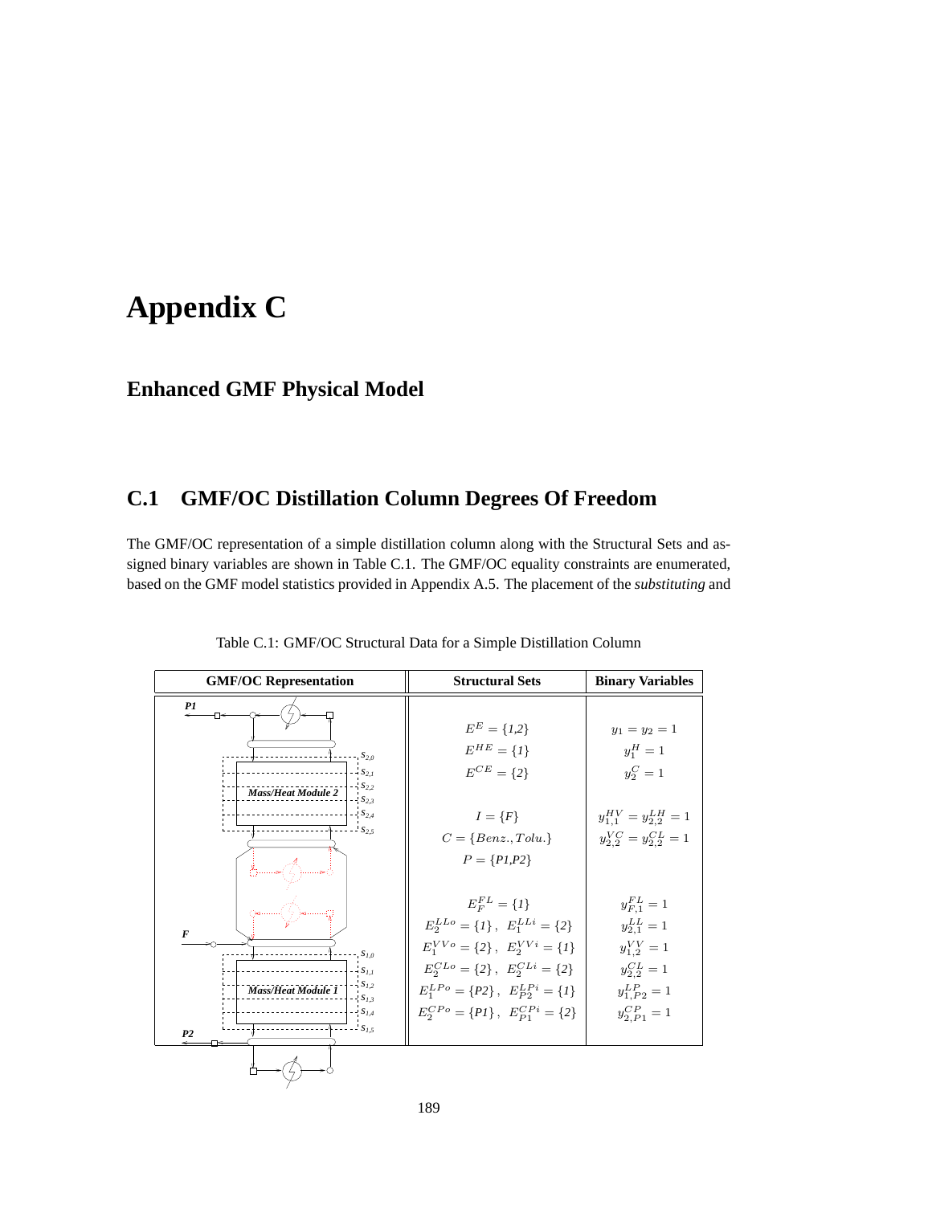# Appendix C

## Enhanced GMF Physical Model

### C.1 GMF/OC Distillation Column Degrees Of Freedom

The GMF/OC representation of a simple distillation column along with the Structural Sets and assigned binary variables are shown in Table C.1. The GMF/OC equality constraints are enumerated, based on the GMF model statistics provided in Appendix A.5. The placement of the *substituting* and

Table C.1: GMF/OC Structural Data for a Simple Distillation Column

| GMF/OC Representation | Structural Sets | Binary Variables |
|---|---|---|
| P1, F, P2, Mass/Heat Module 2 ($S_{2,0}$, $S_{2,1}$, $S_{2,2}$, $S_{2,3}$, $S_{2,4}$, $S_{2,5}$), Mass/Heat Module 1 ($S_{1,0}$, $S_{1,1}$, $S_{1,2}$, $S_{1,3}$, $S_{1,4}$, $S_{1,5}$) | $E^E = \{1,2\}$ | $y_1 = y_2 = 1$ |
| | $E^{HE} = \{1\}$ | $y_1^H = 1$ |
| | $E^{CE} = \{2\}$ | $y_2^C = 1$ |
| | $I = \{F\}$ | $y_{1,1}^{HV} = y_{2,2}^{LH} = 1$ |
| | $C = \{Benz., Tolu.\}$ | $y_{2,2}^{VC} = y_{2,2}^{CL} = 1$ |
| | $P = \{P1,P2\}$ | |
| | $E_F^{FL} = \{1\}$ | $y_{F,1}^{FL} = 1$ |
| | $E_2^{LLo} = \{1\}$, $E_1^{LLi} = \{2\}$ | $y_{2,1}^{LL} = 1$ |
| | $E_1^{VVo} = \{2\}$, $E_2^{VVi} = \{1\}$ | $y_{1,2}^{VV} = 1$ |
| | $E_2^{CLo} = \{2\}$, $E_2^{CLi} = \{2\}$ | $y_{2,2}^{CL} = 1$ |
| | $E_1^{LPo} = \{P2\}$, $E_{P2}^{LPi} = \{1\}$ | $y_{1,P2}^{LP} = 1$ |
| | $E_2^{CPo} = \{P1\}$, $E_{P1}^{CPi} = \{2\}$ | $y_{2,P1}^{CP} = 1$ |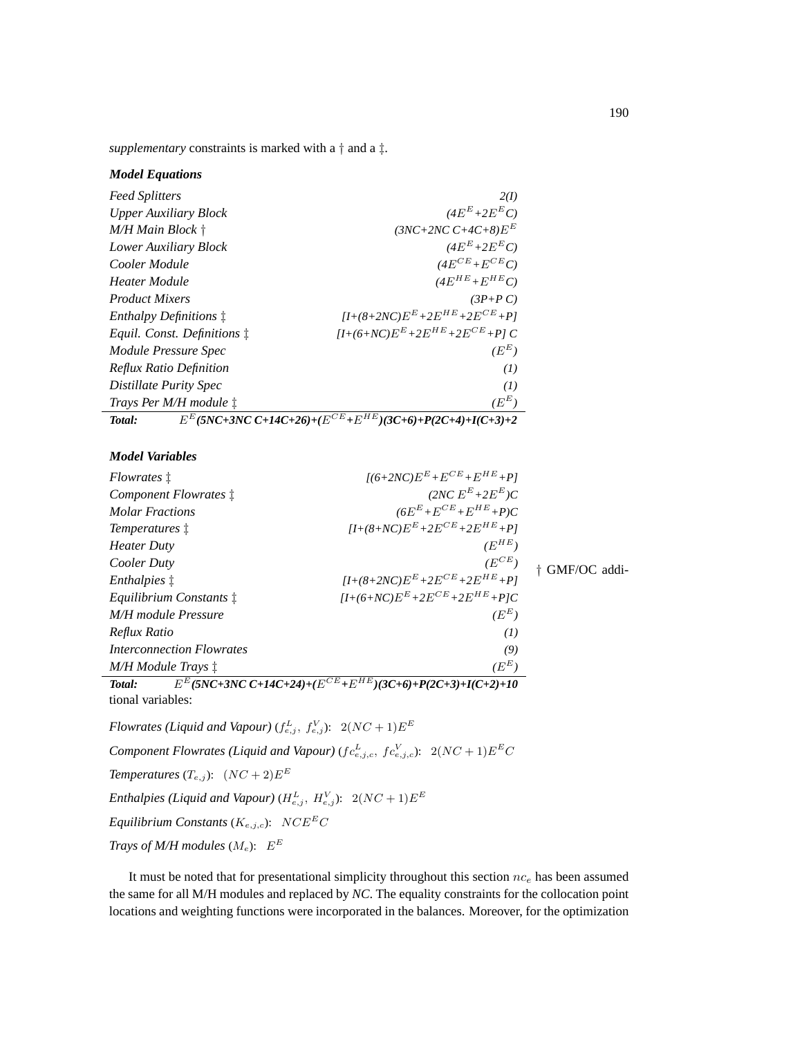*supplementary* constraints is marked with a † and a ‡.

***Model Equations***

| | |
|---|---|
| *Feed Splitters* | *2(I)* |
| *Upper Auxiliary Block* | *($4E^E$+$2E^EC$)* |
| *M/H Main Block* † | *(3NC+2NC C+4C+8)$E^E$* |
| *Lower Auxiliary Block* | *($4E^E$+$2E^EC$)* |
| *Cooler Module* | *($4E^{CE}$+$E^{CE}C$)* |
| *Heater Module* | *($4E^{HE}$+$E^{HE}C$)* |
| *Product Mixers* | *(3P+P C)* |
| *Enthalpy Definitions* ‡ | *[I+(8+2NC)$E^E$+$2E^{HE}$+$2E^{CE}$+P]* |
| *Equil. Const. Definitions* ‡ | *[I+(6+NC)$E^E$+$2E^{HE}$+$2E^{CE}$+P] C* |
| *Module Pressure Spec* | *($E^E$)* |
| *Reflux Ratio Definition* | *(1)* |
| *Distillate Purity Spec* | *(1)* |
| *Trays Per M/H module* ‡ | *($E^E$)* |
| ***Total:*** | ***$E^E$(5NC+3NC C+14C+26)+($E^{CE}$+$E^{HE}$)(3C+6)+P(2C+4)+I(C+3)+2*** |

***Model Variables***

| | |
|---|---|
| *Flowrates* ‡ | *[(6+2NC)$E^E$+$E^{CE}$+$E^{HE}$+P]* |
| *Component Flowrates* ‡ | *(2NC $E^E$+$2E^E$)C* |
| *Molar Fractions* | *($6E^E$+$E^{CE}$+$E^{HE}$+P)C* |
| *Temperatures* ‡ | *[I+(8+NC)$E^E$+$2E^{CE}$+$2E^{HE}$+P]* |
| *Heater Duty* | *($E^{HE}$)* |
| *Cooler Duty* | *($E^{CE}$)* |
| *Enthalpies* ‡ | *[I+(8+2NC)$E^E$+$2E^{CE}$+$2E^{HE}$+P]* |
| *Equilibrium Constants* ‡ | *[I+(6+NC)$E^E$+$2E^{CE}$+$2E^{HE}$+P]C* |
| *M/H module Pressure* | *($E^E$)* |
| *Reflux Ratio* | *(1)* |
| *Interconnection Flowrates* | *(9)* |
| *M/H Module Trays* ‡ | *($E^E$)* |
| ***Total:*** | ***$E^E$(5NC+3NC C+14C+24)+($E^{CE}$+$E^{HE}$)(3C+6)+P(2C+3)+I(C+2)+10*** |

† GMF/OC additional variables:

*Flowrates (Liquid and Vapour)* ($f^L_{e,j}$, $f^V_{e,j}$): $2(NC+1)E^E$

*Component Flowrates (Liquid and Vapour)* ($fc^L_{e,j,c}$, $fc^V_{e,j,c}$): $2(NC+1)E^EC$

*Temperatures* ($T_{e,j}$): $(NC+2)E^E$

*Enthalpies (Liquid and Vapour)* ($H^L_{e,j}$, $H^V_{e,j}$): $2(NC+1)E^E$

*Equilibrium Constants* ($K_{e,j,c}$): $NCE^EC$

*Trays of M/H modules* ($M_e$): $E^E$

It must be noted that for presentational simplicity throughout this section $nc_e$ has been assumed the same for all M/H modules and replaced by *NC*. The equality constraints for the collocation point locations and weighting functions were incorporated in the balances. Moreover, for the optimization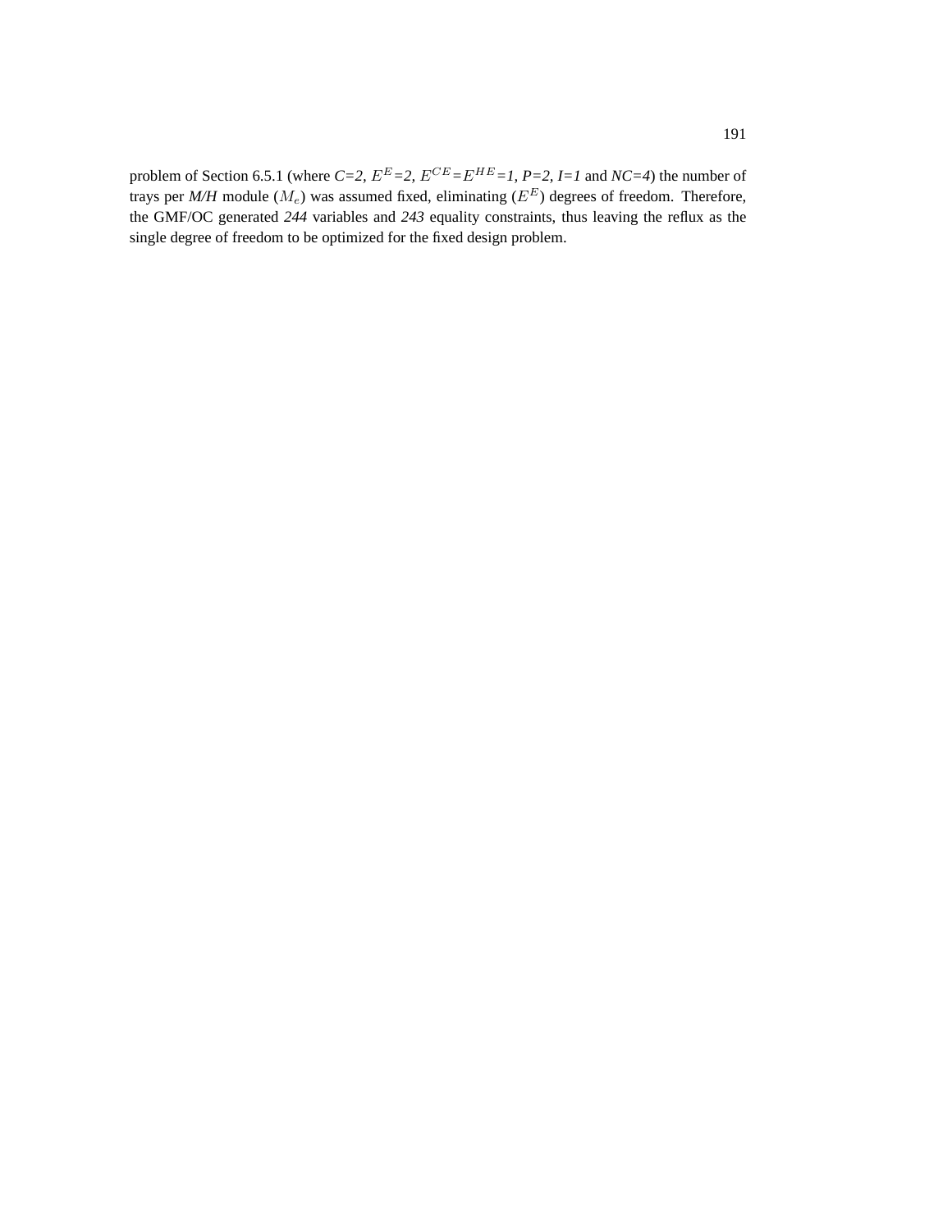problem of Section 6.5.1 (where *C=2*, $E^{E}$*=2*, $E^{CE}$=$E^{HE}$*=1*, *P=2*, *I=1* and *NC=4*) the number of trays per *M/H* module ($M_e$) was assumed fixed, eliminating ($E^{E}$) degrees of freedom. Therefore, the GMF/OC generated *244* variables and *243* equality constraints, thus leaving the reflux as the single degree of freedom to be optimized for the fixed design problem.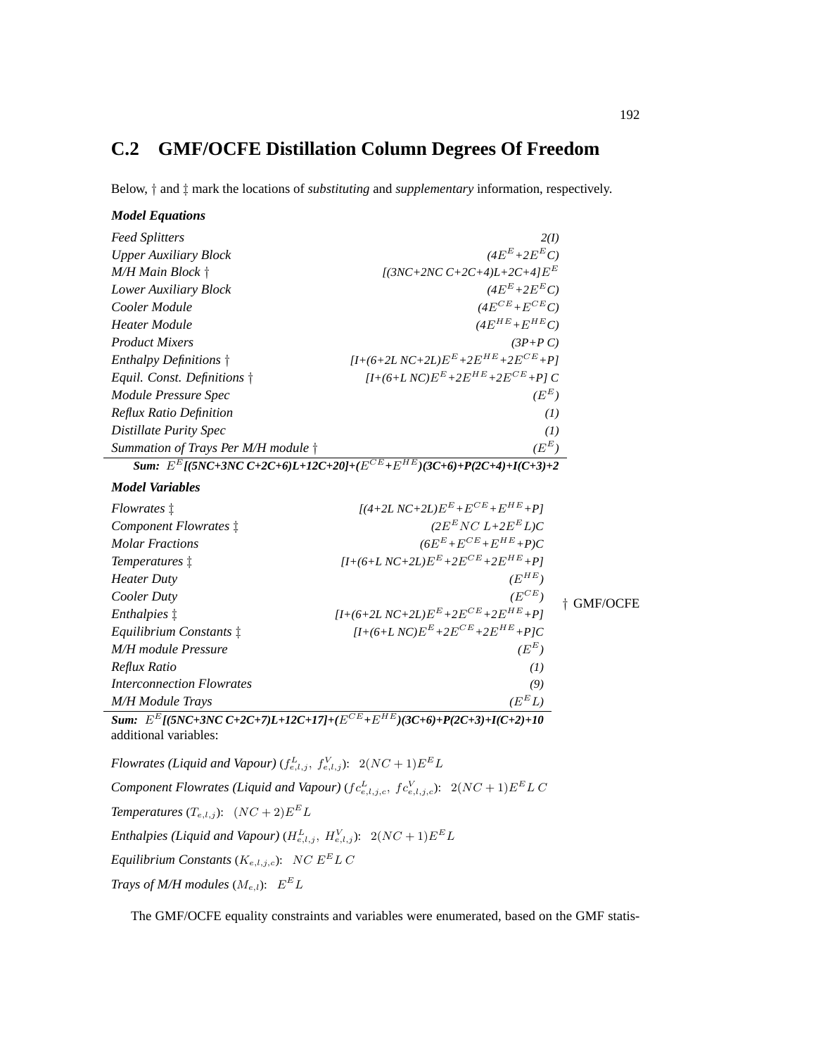## C.2 GMF/OCFE Distillation Column Degrees Of Freedom

Below, † and ‡ mark the locations of *substituting* and *supplementary* information, respectively.

***Model Equations***

| | |
|---|---|
| *Feed Splitters* | *2(I)* |
| *Upper Auxiliary Block* | $(4E^E+2E^EC)$ |
| *M/H Main Block* † | $[(3NC+2NC\,C+2C+4)L+2C+4]E^E$ |
| *Lower Auxiliary Block* | $(4E^E+2E^EC)$ |
| *Cooler Module* | $(4E^{CE}+E^{CE}C)$ |
| *Heater Module* | $(4E^{HE}+E^{HE}C)$ |
| *Product Mixers* | $(3P+P\,C)$ |
| *Enthalpy Definitions* † | $[I+(6+2L\,NC+2L)E^E+2E^{HE}+2E^{CE}+P]$ |
| *Equil. Const. Definitions* † | $[I+(6+L\,NC)E^E+2E^{HE}+2E^{CE}+P]\,C$ |
| *Module Pressure Spec* | $(E^E)$ |
| *Reflux Ratio Definition* | *(1)* |
| *Distillate Purity Spec* | *(1)* |
| *Summation of Trays Per M/H module* † | $(E^E)$ |
| ***Sum:*** | $E^E[(5NC+3NC\,C+2C+6)L+12C+20]+(E^{CE}+E^{HE})(3C+6)+P(2C+4)+I(C+3)+2$ |

***Model Variables***

| | |
|---|---|
| *Flowrates* ‡ | $[(4+2L\,NC+2L)E^E+E^{CE}+E^{HE}+P]$ |
| *Component Flowrates* ‡ | $(2E^ENC\,L+2E^EL)C$ |
| *Molar Fractions* | $(6E^E+E^{CE}+E^{HE}+P)C$ |
| *Temperatures* ‡ | $[I+(6+L\,NC+2L)E^E+2E^{CE}+2E^{HE}+P]$ |
| *Heater Duty* | $(E^{HE})$ |
| *Cooler Duty* | $(E^{CE})$ |
| *Enthalpies* ‡ | $[I+(6+2L\,NC+2L)E^E+2E^{CE}+2E^{HE}+P]$ |
| *Equilibrium Constants* ‡ | $[I+(6+L\,NC)E^E+2E^{CE}+2E^{HE}+P]C$ |
| *M/H module Pressure* | $(E^E)$ |
| *Reflux Ratio* | *(1)* |
| *Interconnection Flowrates* | *(9)* |
| *M/H Module Trays* | $(E^EL)$ |
| ***Sum:*** | $E^E[(5NC+3NC\,C+2C+7)L+12C+17]+(E^{CE}+E^{HE})(3C+6)+P(2C+3)+I(C+2)+10$ |

† GMF/OCFE additional variables:

*Flowrates (Liquid and Vapour)* ($f^L_{e,l,j},\ f^V_{e,l,j}$): $2(NC+1)E^EL$

*Component Flowrates (Liquid and Vapour)* ($fc^L_{e,l,j,c},\ fc^V_{e,l,j,c}$): $2(NC+1)E^EL\,C$

*Temperatures* ($T_{e,l,j}$): $(NC+2)E^EL$

*Enthalpies (Liquid and Vapour)* ($H^L_{e,l,j},\ H^V_{e,l,j}$): $2(NC+1)E^EL$

*Equilibrium Constants* ($K_{e,l,j,c}$): $NC\,E^EL\,C$

*Trays of M/H modules* ($M_{e,l}$): $E^EL$

The GMF/OCFE equality constraints and variables were enumerated, based on the GMF statis-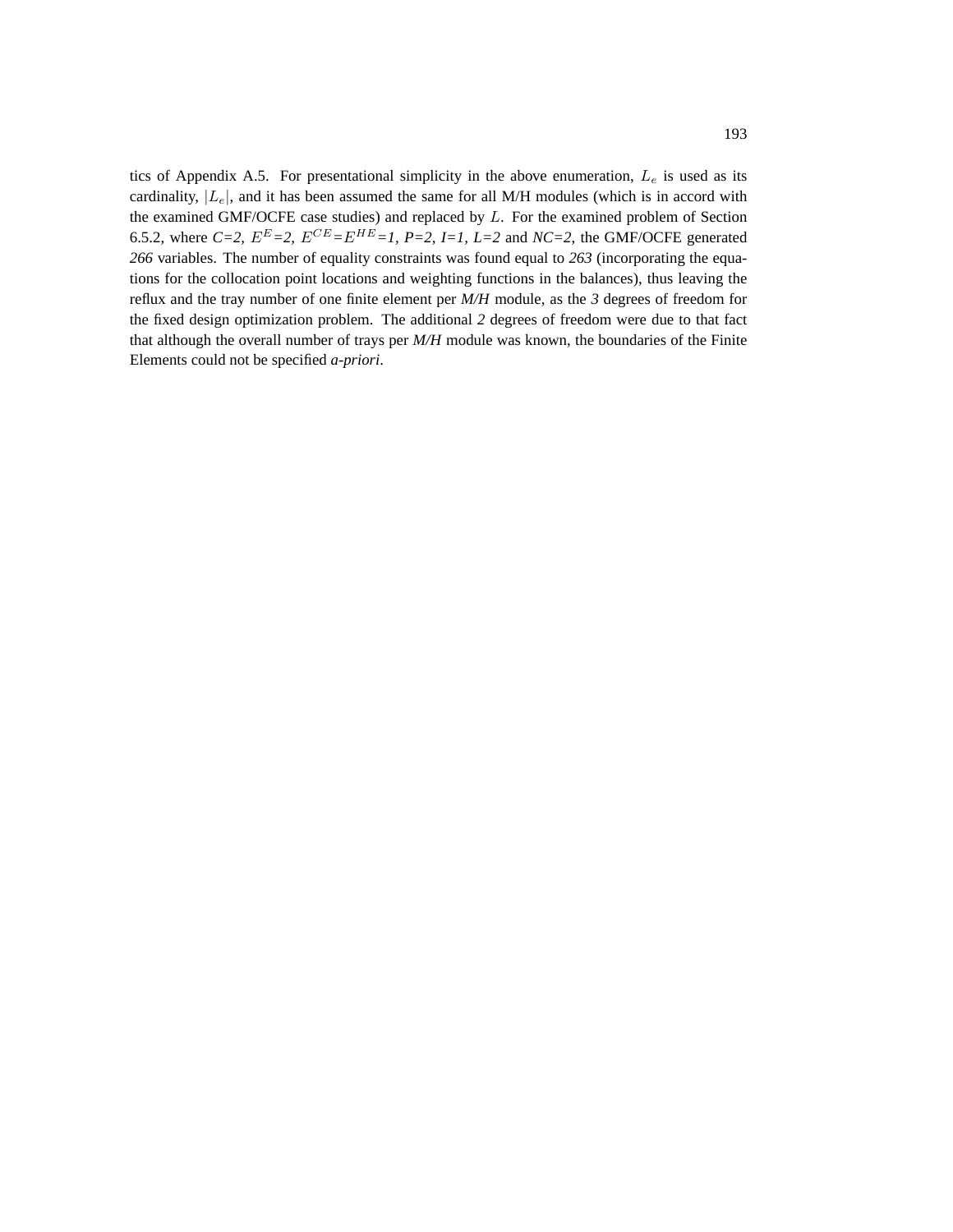tics of Appendix A.5. For presentational simplicity in the above enumeration, $L_e$ is used as its cardinality, $|L_e|$, and it has been assumed the same for all M/H modules (which is in accord with the examined GMF/OCFE case studies) and replaced by $L$. For the examined problem of Section 6.5.2, where *C=2*, $E^E$*=2*, $E^{CE}$=$E^{HE}$*=1*, *P=2*, *I=1*, *L=2* and *NC=2*, the GMF/OCFE generated *266* variables. The number of equality constraints was found equal to *263* (incorporating the equations for the collocation point locations and weighting functions in the balances), thus leaving the reflux and the tray number of one finite element per *M/H* module, as the *3* degrees of freedom for the fixed design optimization problem. The additional *2* degrees of freedom were due to that fact that although the overall number of trays per *M/H* module was known, the boundaries of the Finite Elements could not be specified *a-priori*.